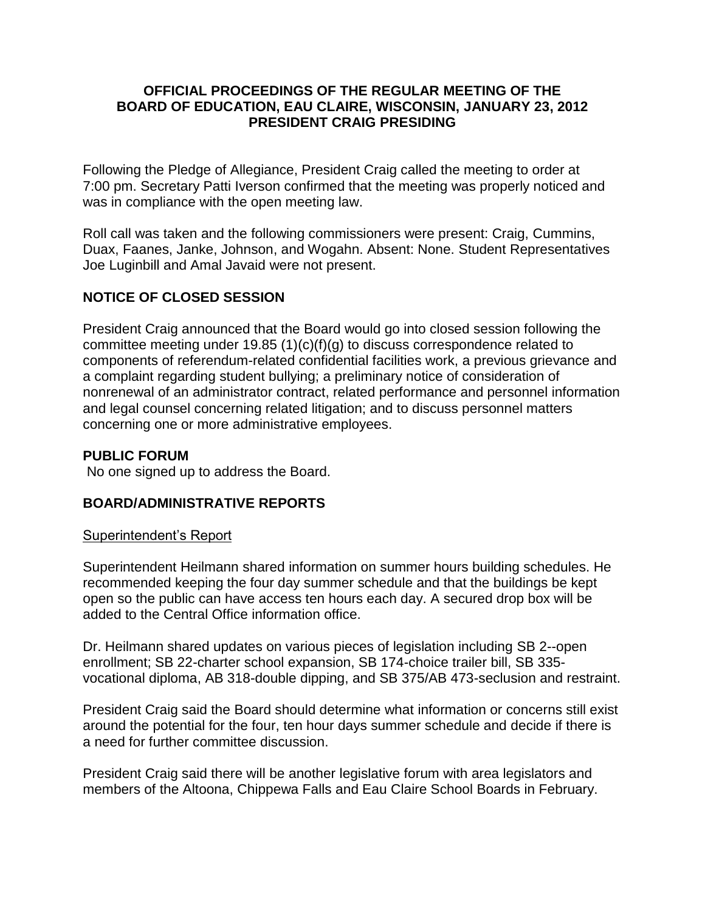**OFFICIAL PROCEEDINGS OF THE REGULAR MEETING OF THE BOARD OF EDUCATION, EAU CLAIRE, WISCONSIN, JANUARY 23, 2012 PRESIDENT CRAIG PRESIDING**

Following the Pledge of Allegiance, President Craig called the meeting to order at 7:00 pm. Secretary Patti Iverson confirmed that the meeting was properly noticed and was in compliance with the open meeting law.

Roll call was taken and the following commissioners were present: Craig, Cummins, Duax, Faanes, Janke, Johnson, and Wogahn. Absent: None. Student Representatives Joe Luginbill and Amal Javaid were not present.

## NOTICE OF CLOSED SESSION

President Craig announced that the Board would go into closed session following the committee meeting under 19.85 (1)(c)(f)(g) to discuss correspondence related to components of referendum-related confidential facilities work, a previous grievance and a complaint regarding student bullying; a preliminary notice of consideration of nonrenewal of an administrator contract, related performance and personnel information and legal counsel concerning related litigation; and to discuss personnel matters concerning one or more administrative employees.

## PUBLIC FORUM

No one signed up to address the Board.

## BOARD/ADMINISTRATIVE REPORTS

Superintendent's Report

Superintendent Heilmann shared information on summer hours building schedules. He recommended keeping the four day summer schedule and that the buildings be kept open so the public can have access ten hours each day. A secured drop box will be added to the Central Office information office.

Dr. Heilmann shared updates on various pieces of legislation including SB 2--open enrollment; SB 22-charter school expansion, SB 174-choice trailer bill, SB 335-vocational diploma, AB 318-double dipping, and SB 375/AB 473-seclusion and restraint.

President Craig said the Board should determine what information or concerns still exist around the potential for the four, ten hour days summer schedule and decide if there is a need for further committee discussion.

President Craig said there will be another legislative forum with area legislators and members of the Altoona, Chippewa Falls and Eau Claire School Boards in February.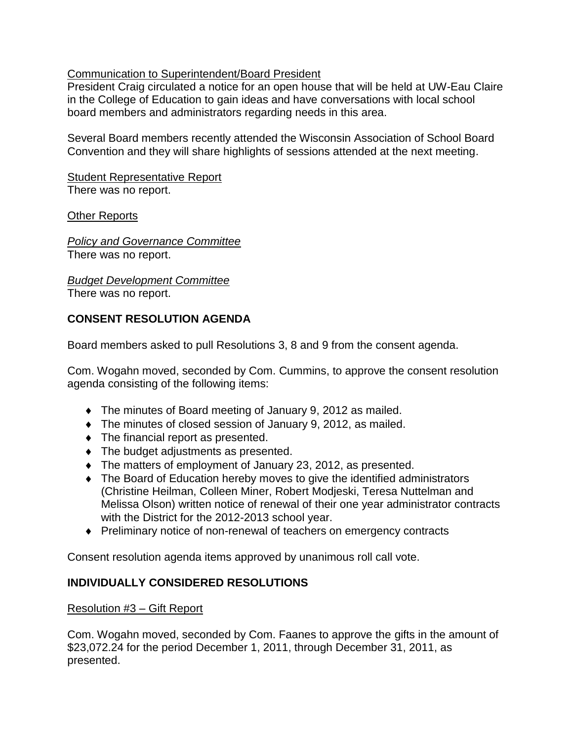Communication to Superintendent/Board President

President Craig circulated a notice for an open house that will be held at UW-Eau Claire in the College of Education to gain ideas and have conversations with local school board members and administrators regarding needs in this area.

Several Board members recently attended the Wisconsin Association of School Board Convention and they will share highlights of sessions attended at the next meeting.

Student Representative Report

There was no report.

Other Reports

*Policy and Governance Committee*

There was no report.

*Budget Development Committee*

There was no report.

## CONSENT RESOLUTION AGENDA

Board members asked to pull Resolutions 3, 8 and 9 from the consent agenda.

Com. Wogahn moved, seconded by Com. Cummins, to approve the consent resolution agenda consisting of the following items:

- The minutes of Board meeting of January 9, 2012 as mailed.
- The minutes of closed session of January 9, 2012, as mailed.
- The financial report as presented.
- The budget adjustments as presented.
- The matters of employment of January 23, 2012, as presented.
- The Board of Education hereby moves to give the identified administrators (Christine Heilman, Colleen Miner, Robert Modjeski, Teresa Nuttelman and Melissa Olson) written notice of renewal of their one year administrator contracts with the District for the 2012-2013 school year.
- Preliminary notice of non-renewal of teachers on emergency contracts

Consent resolution agenda items approved by unanimous roll call vote.

## INDIVIDUALLY CONSIDERED RESOLUTIONS

Resolution #3 – Gift Report

Com. Wogahn moved, seconded by Com. Faanes to approve the gifts in the amount of $23,072.24 for the period December 1, 2011, through December 31, 2011, as presented.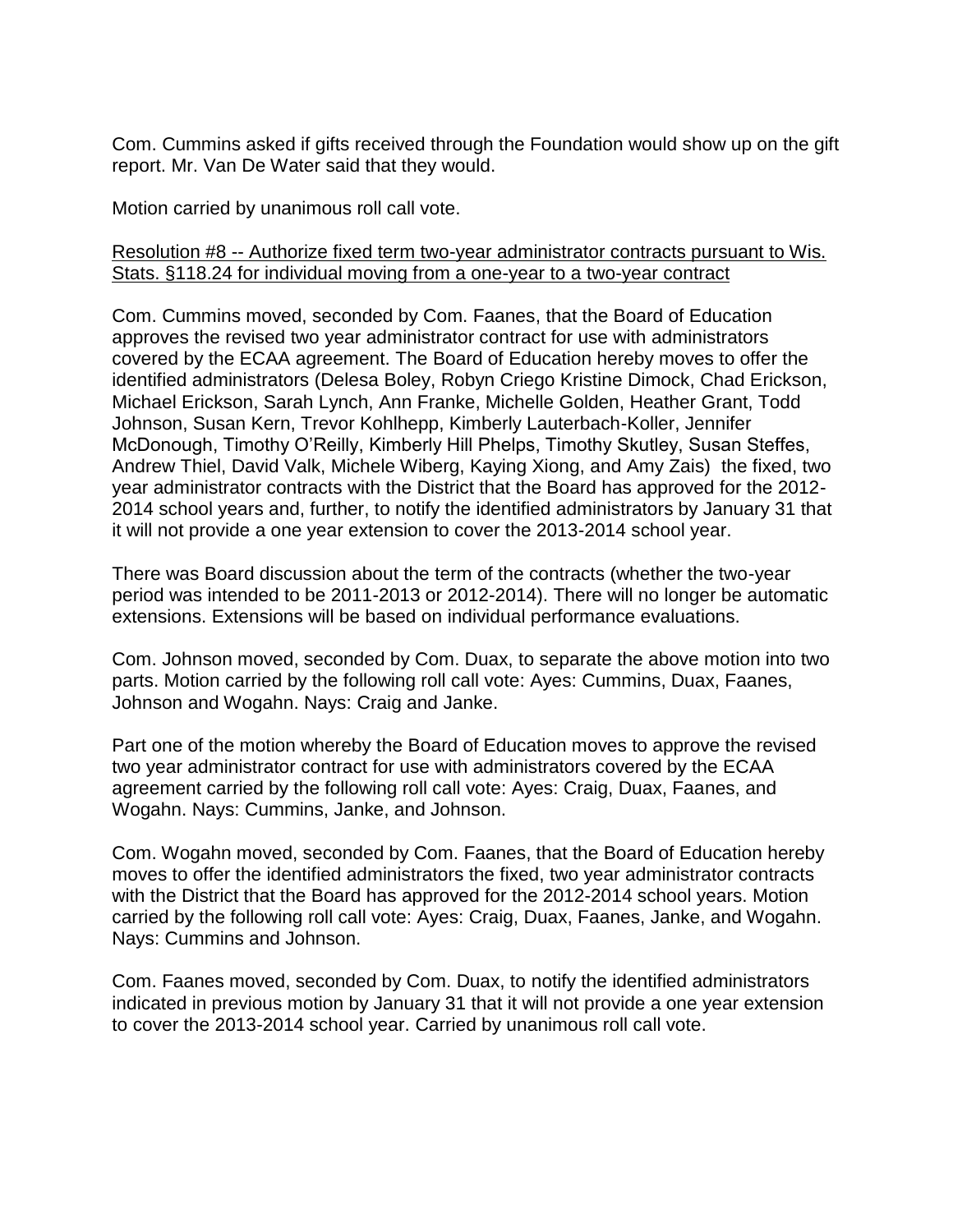Com. Cummins asked if gifts received through the Foundation would show up on the gift report. Mr. Van De Water said that they would.

Motion carried by unanimous roll call vote.

<u>Resolution #8 -- Authorize fixed term two-year administrator contracts pursuant to Wis. Stats. §118.24 for individual moving from a one-year to a two-year contract</u>

Com. Cummins moved, seconded by Com. Faanes, that the Board of Education approves the revised two year administrator contract for use with administrators covered by the ECAA agreement. The Board of Education hereby moves to offer the identified administrators (Delesa Boley, Robyn Criego Kristine Dimock, Chad Erickson, Michael Erickson, Sarah Lynch, Ann Franke, Michelle Golden, Heather Grant, Todd Johnson, Susan Kern, Trevor Kohlhepp, Kimberly Lauterbach-Koller, Jennifer McDonough, Timothy O'Reilly, Kimberly Hill Phelps, Timothy Skutley, Susan Steffes, Andrew Thiel, David Valk, Michele Wiberg, Kaying Xiong, and Amy Zais) the fixed, two year administrator contracts with the District that the Board has approved for the 2012-2014 school years and, further, to notify the identified administrators by January 31 that it will not provide a one year extension to cover the 2013-2014 school year.

There was Board discussion about the term of the contracts (whether the two-year period was intended to be 2011-2013 or 2012-2014). There will no longer be automatic extensions. Extensions will be based on individual performance evaluations.

Com. Johnson moved, seconded by Com. Duax, to separate the above motion into two parts. Motion carried by the following roll call vote: Ayes: Cummins, Duax, Faanes, Johnson and Wogahn. Nays: Craig and Janke.

Part one of the motion whereby the Board of Education moves to approve the revised two year administrator contract for use with administrators covered by the ECAA agreement carried by the following roll call vote: Ayes: Craig, Duax, Faanes, and Wogahn. Nays: Cummins, Janke, and Johnson.

Com. Wogahn moved, seconded by Com. Faanes, that the Board of Education hereby moves to offer the identified administrators the fixed, two year administrator contracts with the District that the Board has approved for the 2012-2014 school years. Motion carried by the following roll call vote: Ayes: Craig, Duax, Faanes, Janke, and Wogahn. Nays: Cummins and Johnson.

Com. Faanes moved, seconded by Com. Duax, to notify the identified administrators indicated in previous motion by January 31 that it will not provide a one year extension to cover the 2013-2014 school year. Carried by unanimous roll call vote.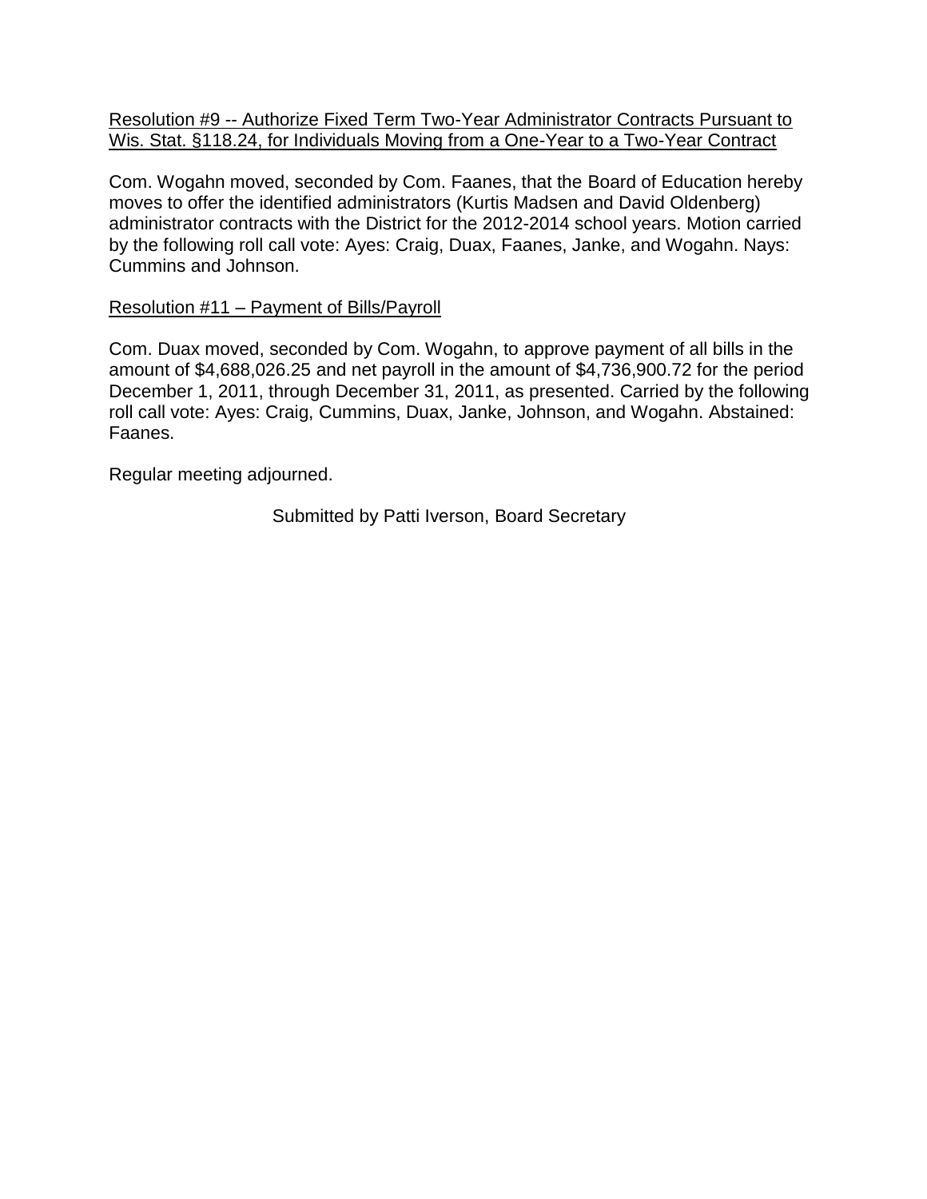Resolution #9 -- Authorize Fixed Term Two-Year Administrator Contracts Pursuant to Wis. Stat. §118.24, for Individuals Moving from a One-Year to a Two-Year Contract

Com. Wogahn moved, seconded by Com. Faanes, that the Board of Education hereby moves to offer the identified administrators (Kurtis Madsen and David Oldenberg) administrator contracts with the District for the 2012-2014 school years. Motion carried by the following roll call vote: Ayes: Craig, Duax, Faanes, Janke, and Wogahn. Nays: Cummins and Johnson.

Resolution #11 – Payment of Bills/Payroll

Com. Duax moved, seconded by Com. Wogahn, to approve payment of all bills in the amount of $4,688,026.25 and net payroll in the amount of $4,736,900.72 for the period December 1, 2011, through December 31, 2011, as presented. Carried by the following roll call vote: Ayes: Craig, Cummins, Duax, Janke, Johnson, and Wogahn. Abstained: Faanes.

Regular meeting adjourned.

Submitted by Patti Iverson, Board Secretary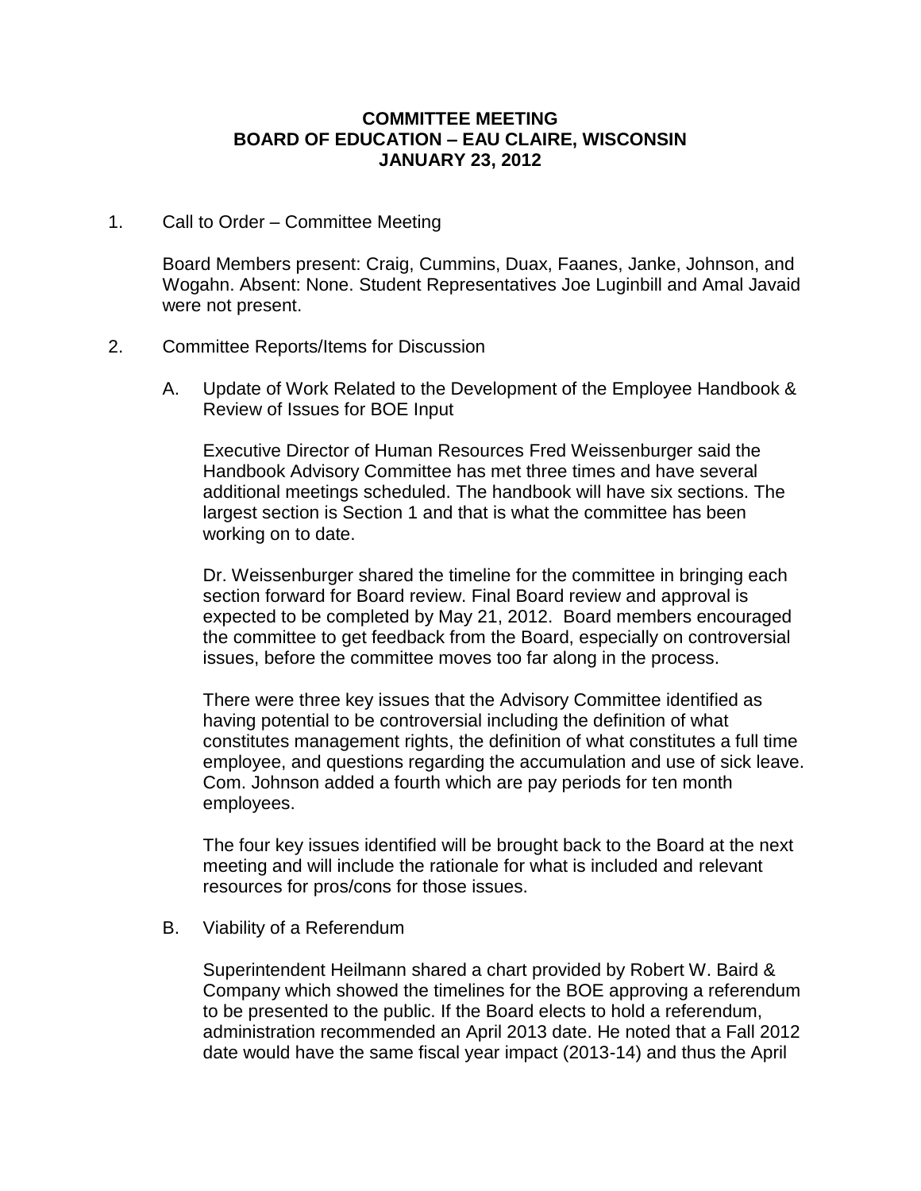**COMMITTEE MEETING**
**BOARD OF EDUCATION – EAU CLAIRE, WISCONSIN**
**JANUARY 23, 2012**

1. Call to Order – Committee Meeting

   Board Members present: Craig, Cummins, Duax, Faanes, Janke, Johnson, and Wogahn. Absent: None. Student Representatives Joe Luginbill and Amal Javaid were not present.

2. Committee Reports/Items for Discussion

   A. Update of Work Related to the Development of the Employee Handbook & Review of Issues for BOE Input

      Executive Director of Human Resources Fred Weissenburger said the Handbook Advisory Committee has met three times and have several additional meetings scheduled. The handbook will have six sections. The largest section is Section 1 and that is what the committee has been working on to date.

      Dr. Weissenburger shared the timeline for the committee in bringing each section forward for Board review. Final Board review and approval is expected to be completed by May 21, 2012. Board members encouraged the committee to get feedback from the Board, especially on controversial issues, before the committee moves too far along in the process.

      There were three key issues that the Advisory Committee identified as having potential to be controversial including the definition of what constitutes management rights, the definition of what constitutes a full time employee, and questions regarding the accumulation and use of sick leave. Com. Johnson added a fourth which are pay periods for ten month employees.

      The four key issues identified will be brought back to the Board at the next meeting and will include the rationale for what is included and relevant resources for pros/cons for those issues.

   B. Viability of a Referendum

      Superintendent Heilmann shared a chart provided by Robert W. Baird & Company which showed the timelines for the BOE approving a referendum to be presented to the public. If the Board elects to hold a referendum, administration recommended an April 2013 date. He noted that a Fall 2012 date would have the same fiscal year impact (2013-14) and thus the April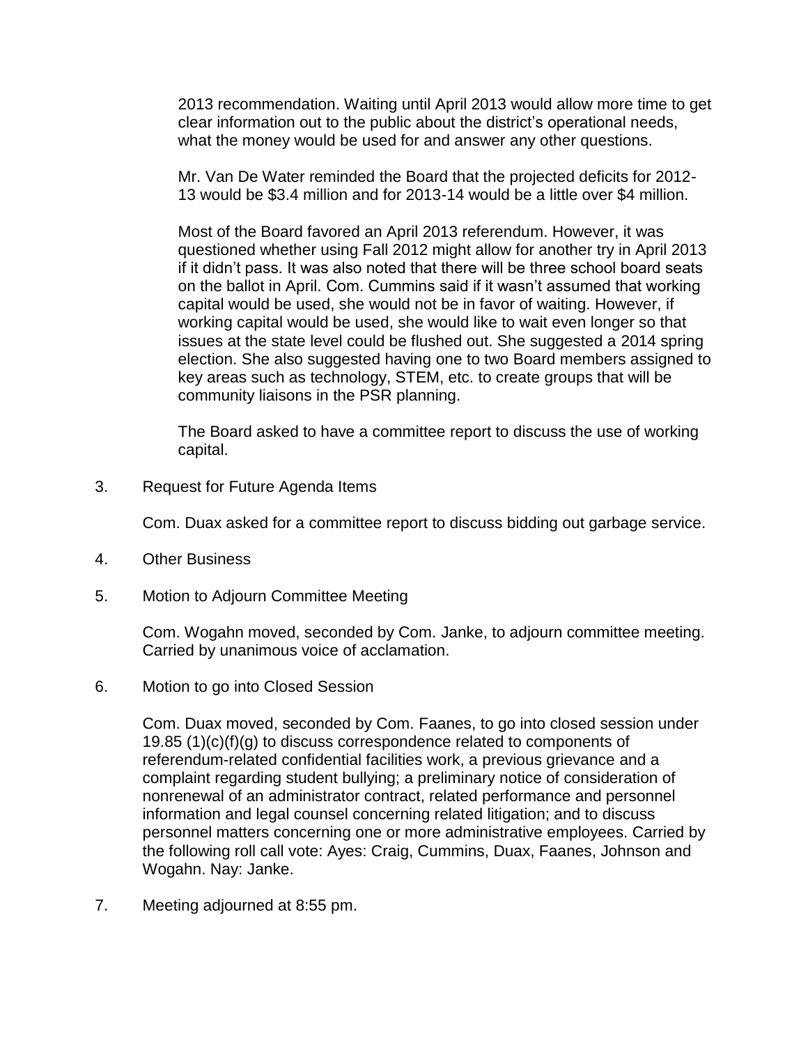2013 recommendation. Waiting until April 2013 would allow more time to get clear information out to the public about the district's operational needs, what the money would be used for and answer any other questions.

Mr. Van De Water reminded the Board that the projected deficits for 2012-13 would be $3.4 million and for 2013-14 would be a little over $4 million.

Most of the Board favored an April 2013 referendum. However, it was questioned whether using Fall 2012 might allow for another try in April 2013 if it didn't pass. It was also noted that there will be three school board seats on the ballot in April. Com. Cummins said if it wasn't assumed that working capital would be used, she would not be in favor of waiting. However, if working capital would be used, she would like to wait even longer so that issues at the state level could be flushed out. She suggested a 2014 spring election. She also suggested having one to two Board members assigned to key areas such as technology, STEM, etc. to create groups that will be community liaisons in the PSR planning.

The Board asked to have a committee report to discuss the use of working capital.

3. Request for Future Agenda Items

   Com. Duax asked for a committee report to discuss bidding out garbage service.

4. Other Business

5. Motion to Adjourn Committee Meeting

   Com. Wogahn moved, seconded by Com. Janke, to adjourn committee meeting. Carried by unanimous voice of acclamation.

6. Motion to go into Closed Session

   Com. Duax moved, seconded by Com. Faanes, to go into closed session under 19.85 (1)(c)(f)(g) to discuss correspondence related to components of referendum-related confidential facilities work, a previous grievance and a complaint regarding student bullying; a preliminary notice of consideration of nonrenewal of an administrator contract, related performance and personnel information and legal counsel concerning related litigation; and to discuss personnel matters concerning one or more administrative employees. Carried by the following roll call vote: Ayes: Craig, Cummins, Duax, Faanes, Johnson and Wogahn. Nay: Janke.

7. Meeting adjourned at 8:55 pm.